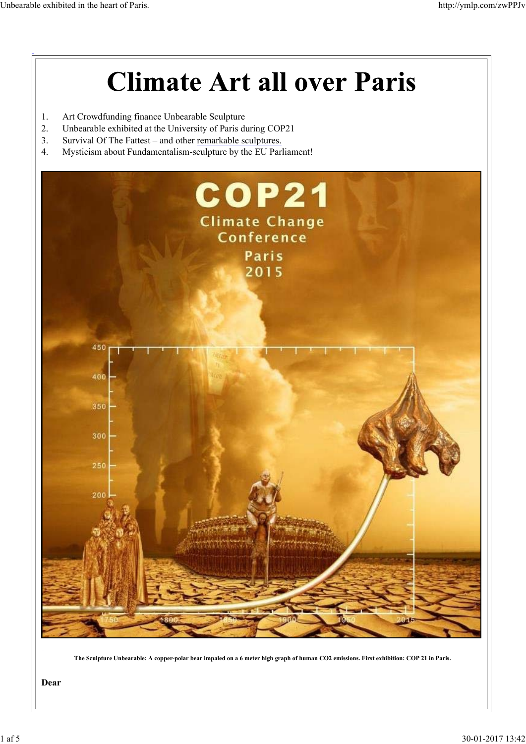# Climate Art all over Paris

1. Art Crowdfunding finance Unbearable Sculpture
2. Unbearable exhibited at the University of Paris during COP21
3. Survival Of The Fattest – and other remarkable sculptures.
4. Mysticism about Fundamentalism-sculpture by the EU Parliament!

**The Sculpture Unbearable: A copper-polar bear impaled on a 6 meter high graph of human $CO_2$ emissions. First exhibition: COP 21 in Paris.**

**Dear**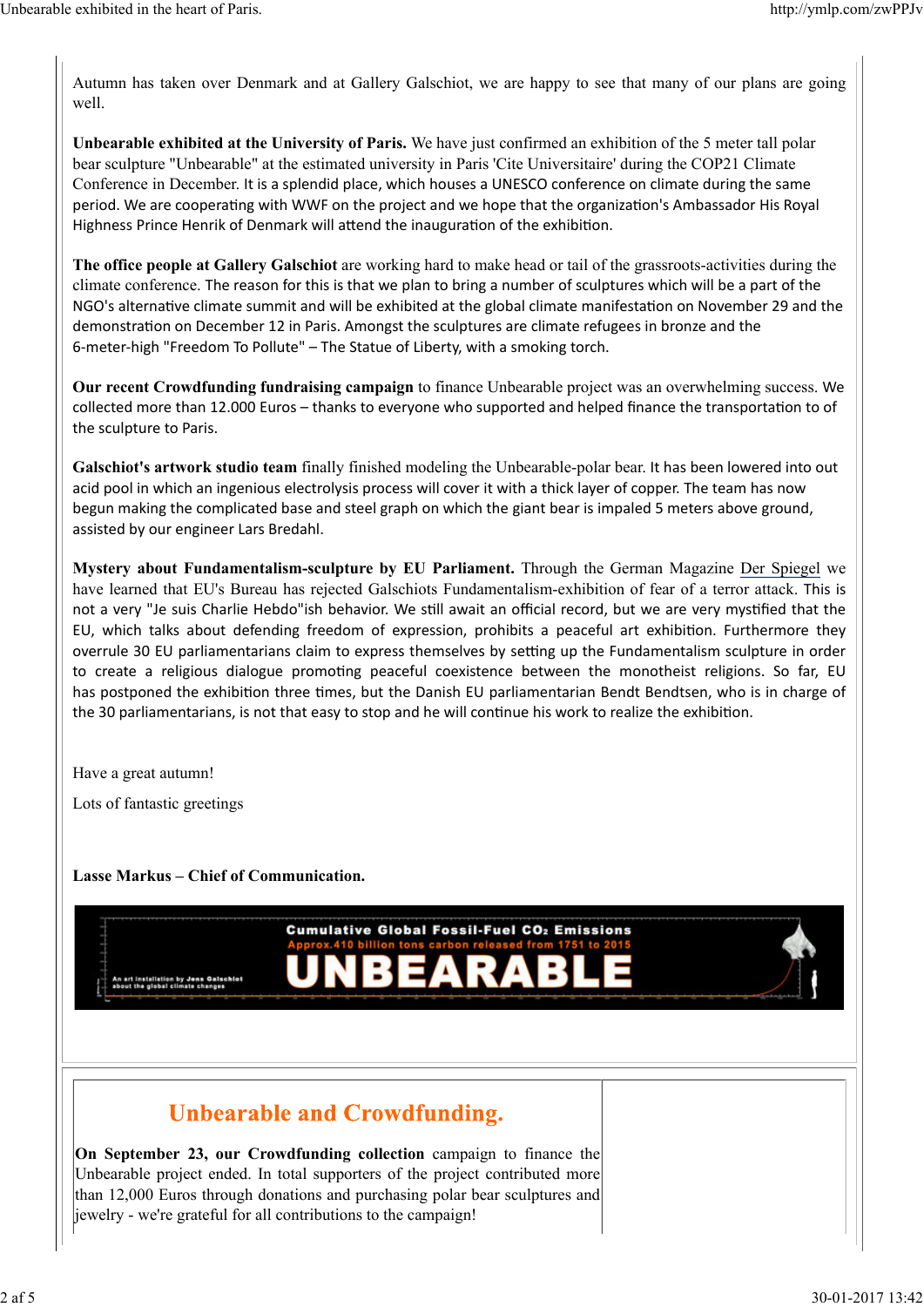Autumn has taken over Denmark and at Gallery Galschiot, we are happy to see that many of our plans are going well.

**Unbearable exhibited at the University of Paris.** We have just confirmed an exhibition of the 5 meter tall polar bear sculpture "Unbearable" at the estimated university in Paris 'Cite Universitaire' during the COP21 Climate Conference in December. It is a splendid place, which houses a UNESCO conference on climate during the same period. We are cooperating with WWF on the project and we hope that the organization's Ambassador His Royal Highness Prince Henrik of Denmark will attend the inauguration of the exhibition.

**The office people at Gallery Galschiot** are working hard to make head or tail of the grassroots-activities during the climate conference. The reason for this is that we plan to bring a number of sculptures which will be a part of the NGO's alternative climate summit and will be exhibited at the global climate manifestation on November 29 and the demonstration on December 12 in Paris. Amongst the sculptures are climate refugees in bronze and the 6-meter-high "Freedom To Pollute" – The Statue of Liberty, with a smoking torch.

**Our recent Crowdfunding fundraising campaign** to finance Unbearable project was an overwhelming success. We collected more than 12.000 Euros – thanks to everyone who supported and helped finance the transportation to of the sculpture to Paris.

**Galschiot's artwork studio team** finally finished modeling the Unbearable-polar bear. It has been lowered into out acid pool in which an ingenious electrolysis process will cover it with a thick layer of copper. The team has now begun making the complicated base and steel graph on which the giant bear is impaled 5 meters above ground, assisted by our engineer Lars Bredahl.

**Mystery about Fundamentalism-sculpture by EU Parliament.** Through the German Magazine Der Spiegel we have learned that EU's Bureau has rejected Galschiots Fundamentalism-exhibition of fear of a terror attack. This is not a very "Je suis Charlie Hebdo"ish behavior. We still await an official record, but we are very mystified that the EU, which talks about defending freedom of expression, prohibits a peaceful art exhibition. Furthermore they overrule 30 EU parliamentarians claim to express themselves by setting up the Fundamentalism sculpture in order to create a religious dialogue promoting peaceful coexistence between the monotheist religions. So far, EU has postponed the exhibition three times, but the Danish EU parliamentarian Bendt Bendtsen, who is in charge of the 30 parliamentarians, is not that easy to stop and he will continue his work to realize the exhibition.

Have a great autumn!

Lots of fantastic greetings

**Lasse Markus – Chief of Communication.**

Cumulative Global Fossil-Fuel $CO_2$ Emissions
Approx.410 billion tons carbon released from 1751 to 2015
UNBEARABLE
An art installation by Jens Galschiot about the global climate changes

## Unbearable and Crowdfunding.

**On September 23, our Crowdfunding collection** campaign to finance the Unbearable project ended. In total supporters of the project contributed more than 12,000 Euros through donations and purchasing polar bear sculptures and jewelry - we're grateful for all contributions to the campaign!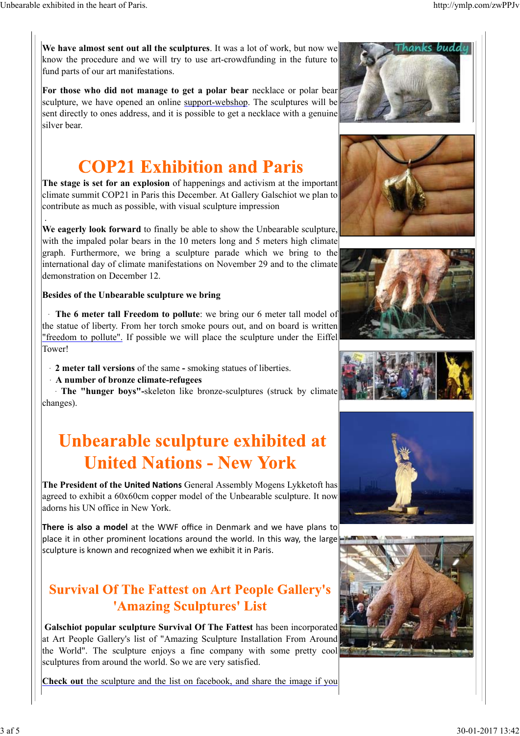**We have almost sent out all the sculptures**. It was a lot of work, but now we know the procedure and we will try to use art-crowdfunding in the future to fund parts of our art manifestations.

**For those who did not manage to get a polar bear** necklace or polar bear sculpture, we have opened an online support-webshop. The sculptures will be sent directly to ones address, and it is possible to get a necklace with a genuine silver bear.

# COP21 Exhibition and Paris

**The stage is set for an explosion** of happenings and activism at the important climate summit COP21 in Paris this December. At Gallery Galschiot we plan to contribute as much as possible, with visual sculpture impression

.

**We eagerly look forward** to finally be able to show the Unbearable sculpture, with the impaled polar bears in the 10 meters long and 5 meters high climate graph. Furthermore, we bring a sculpture parade which we bring to the international day of climate manifestations on November 29 and to the climate demonstration on December 12.

**Besides of the Unbearable sculpture we bring**

- **The 6 meter tall Freedom to pollute**: we bring our 6 meter tall model of the statue of liberty. From her torch smoke pours out, and on board is written "freedom to pollute". If possible we will place the sculpture under the Eiffel Tower!

- **2 meter tall versions** of the same **-** smoking statues of liberties.
- **A number of bronze climate-refugees**
- **The "hunger boys"**-skeleton like bronze-sculptures (struck by climate changes).

# Unbearable sculpture exhibited at United Nations - New York

**The President of the United Nations** General Assembly Mogens Lykketoft has agreed to exhibit a 60x60cm copper model of the Unbearable sculpture. It now adorns his UN office in New York.

**There is also a model** at the WWF office in Denmark and we have plans to place it in other prominent locations around the world. In this way, the large sculpture is known and recognized when we exhibit it in Paris.

## Survival Of The Fattest on Art People Gallery's 'Amazing Sculptures' List

**Galschiot popular sculpture Survival Of The Fattest** has been incorporated at Art People Gallery's list of "Amazing Sculpture Installation From Around the World". The sculpture enjoys a fine company with some pretty cool sculptures from around the world. So we are very satisfied.

**Check out** the sculpture and the list on facebook, and share the image if you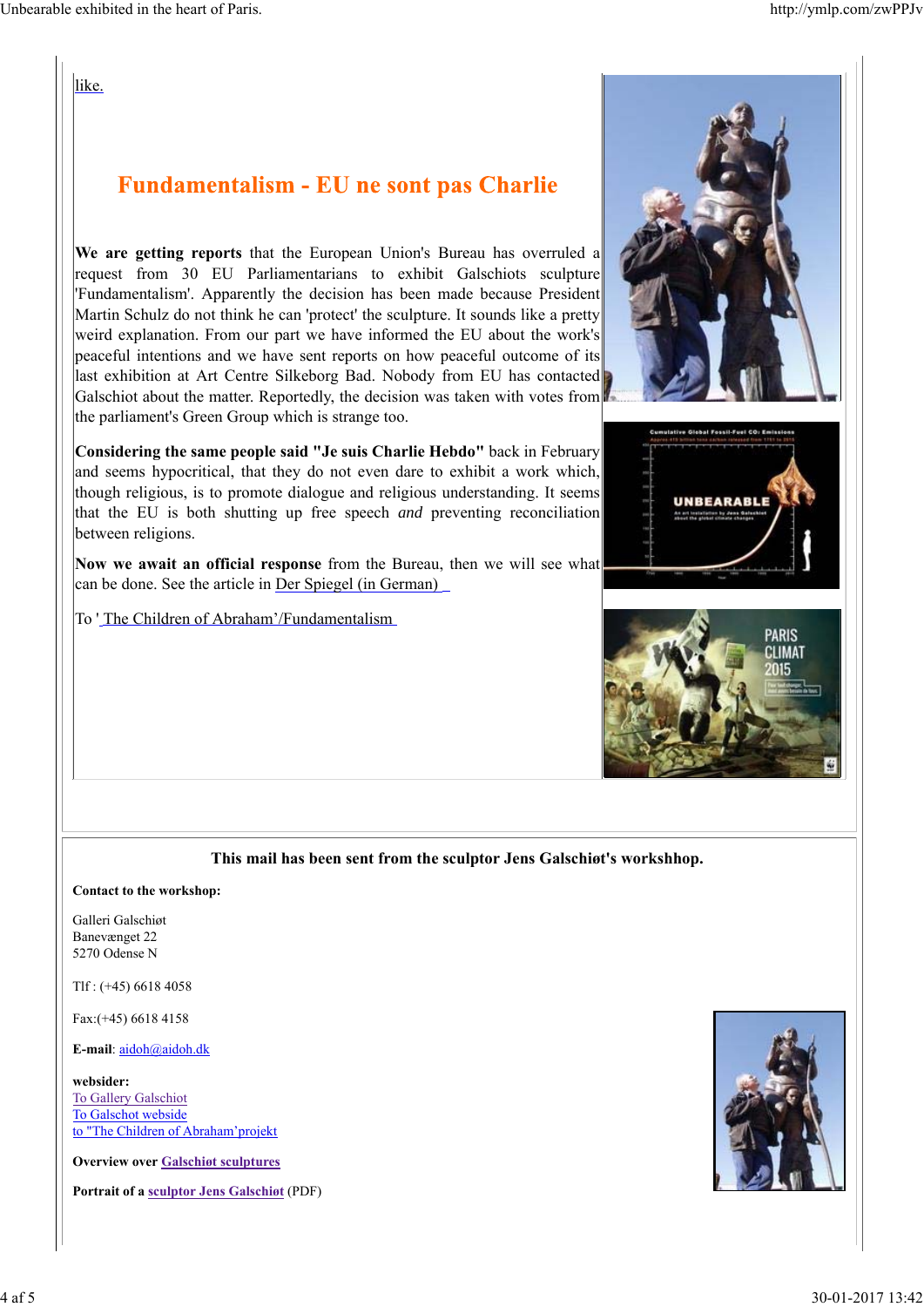like.

## Fundamentalism - EU ne sont pas Charlie

**We are getting reports** that the European Union's Bureau has overruled a request from 30 EU Parliamentarians to exhibit Galschiots sculpture 'Fundamentalism'. Apparently the decision has been made because President Martin Schulz do not think he can 'protect' the sculpture. It sounds like a pretty weird explanation. From our part we have informed the EU about the work's peaceful intentions and we have sent reports on how peaceful outcome of its last exhibition at Art Centre Silkeborg Bad. Nobody from EU has contacted Galschiot about the matter. Reportedly, the decision was taken with votes from the parliament's Green Group which is strange too.

**Considering the same people said "Je suis Charlie Hebdo"** back in February and seems hypocritical, that they do not even dare to exhibit a work which, though religious, is to promote dialogue and religious understanding. It seems that the EU is both shutting up free speech *and* preventing reconciliation between religions.

**Now we await an official response** from the Bureau, then we will see what can be done. See the article in Der Spiegel (in German)

To ' The Children of Abraham'/Fundamentalism

**This mail has been sent from the sculptor Jens Galschiøt's workshhop.**

**Contact to the workshop:**

Galleri Galschiøt
Banevænget 22
5270 Odense N

Tlf : (+45) 6618 4058

Fax:(+45) 6618 4158

**E-mail**: aidoh@aidoh.dk

**websider:**
To Gallery Galschiot
To Galschot webside
to "The Children of Abraham'projekt

**Overview over Galschiøt sculptures**

**Portrait of a sculptor Jens Galschiøt** (PDF)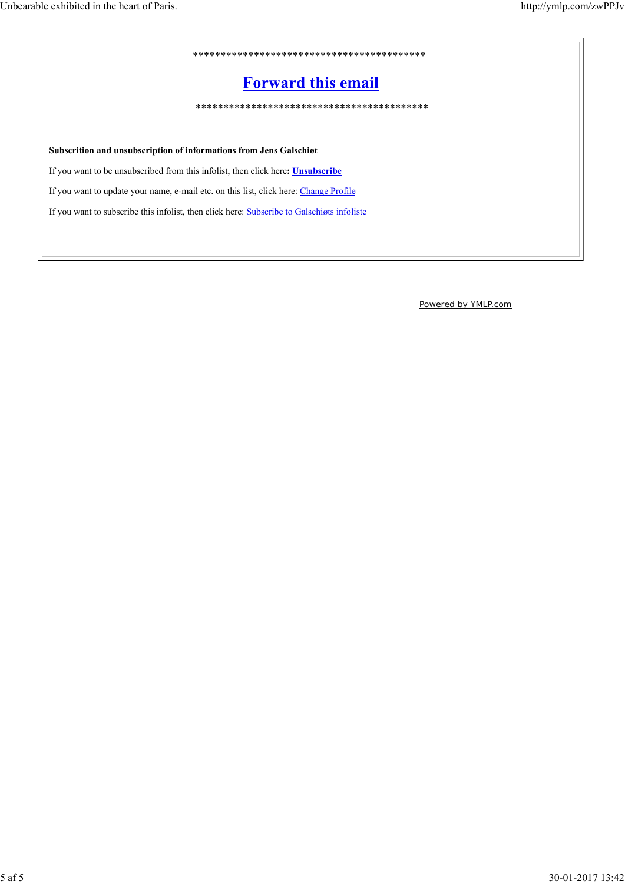******************************************

## Forward this email

******************************************

**Subscrition and unsubscription of informations from Jens Galschiøt**

If you want to be unsubscribed from this infolist, then click here**: Unsubscribe**

If you want to update your name, e-mail etc. on this list, click here: Change Profile

If you want to subscribe this infolist, then click here: Subscribe to Galschiøts infoliste

Powered by YMLP.com